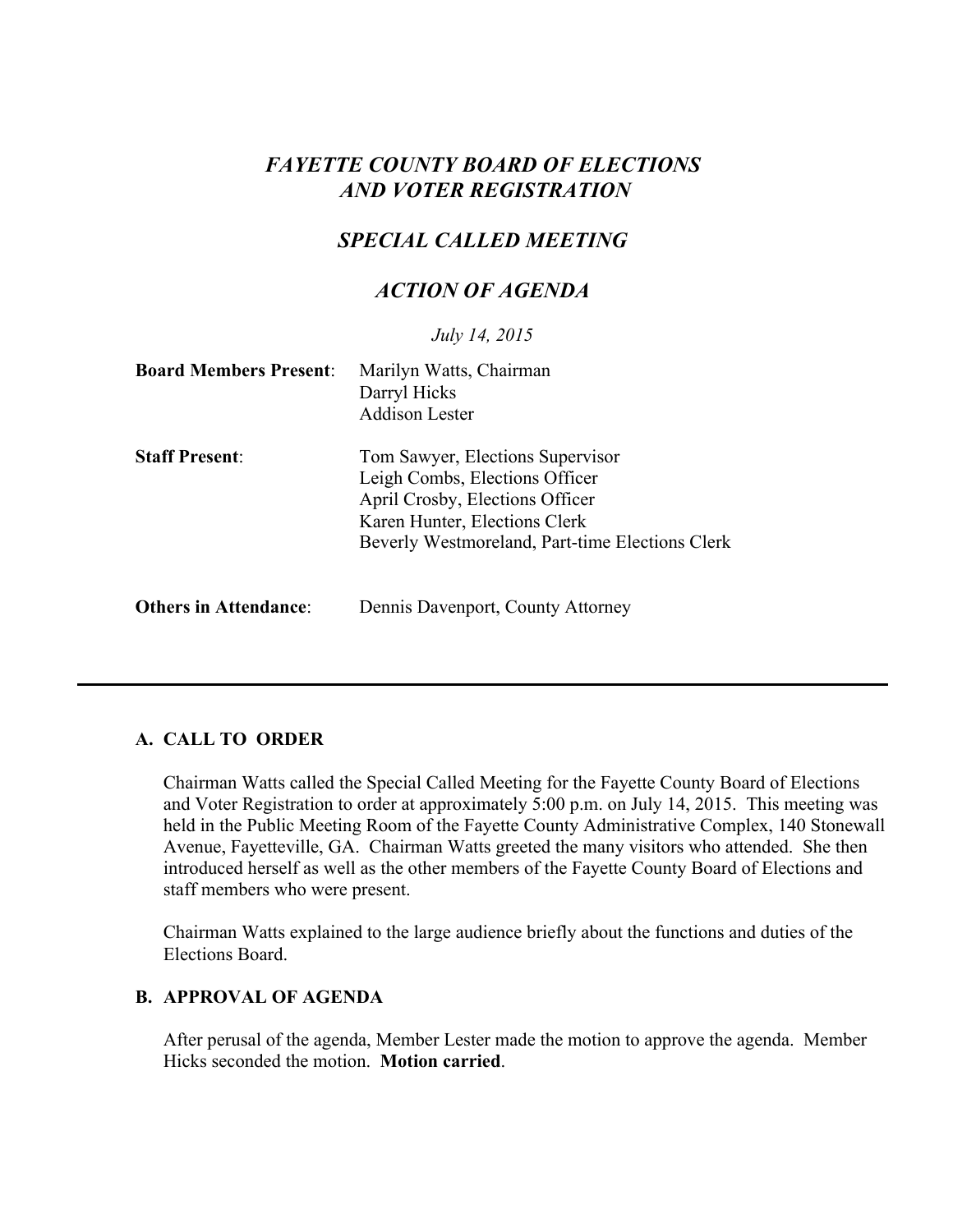# *FAYETTE COUNTY BOARD OF ELECTIONS AND VOTER REGISTRATION*

## *SPECIAL CALLED MEETING*

## *ACTION OF AGENDA*

*July 14, 2015*

**Board Members Present**: Marilyn Watts, Chairman
Darryl Hicks
Addison Lester

**Staff Present**: Tom Sawyer, Elections Supervisor
Leigh Combs, Elections Officer
April Crosby, Elections Officer
Karen Hunter, Elections Clerk
Beverly Westmoreland, Part-time Elections Clerk

**Others in Attendance**: Dennis Davenport, County Attorney

---

### A. CALL TO ORDER

Chairman Watts called the Special Called Meeting for the Fayette County Board of Elections and Voter Registration to order at approximately 5:00 p.m. on July 14, 2015. This meeting was held in the Public Meeting Room of the Fayette County Administrative Complex, 140 Stonewall Avenue, Fayetteville, GA. Chairman Watts greeted the many visitors who attended. She then introduced herself as well as the other members of the Fayette County Board of Elections and staff members who were present.

Chairman Watts explained to the large audience briefly about the functions and duties of the Elections Board.

### B. APPROVAL OF AGENDA

After perusal of the agenda, Member Lester made the motion to approve the agenda. Member Hicks seconded the motion. **Motion carried**.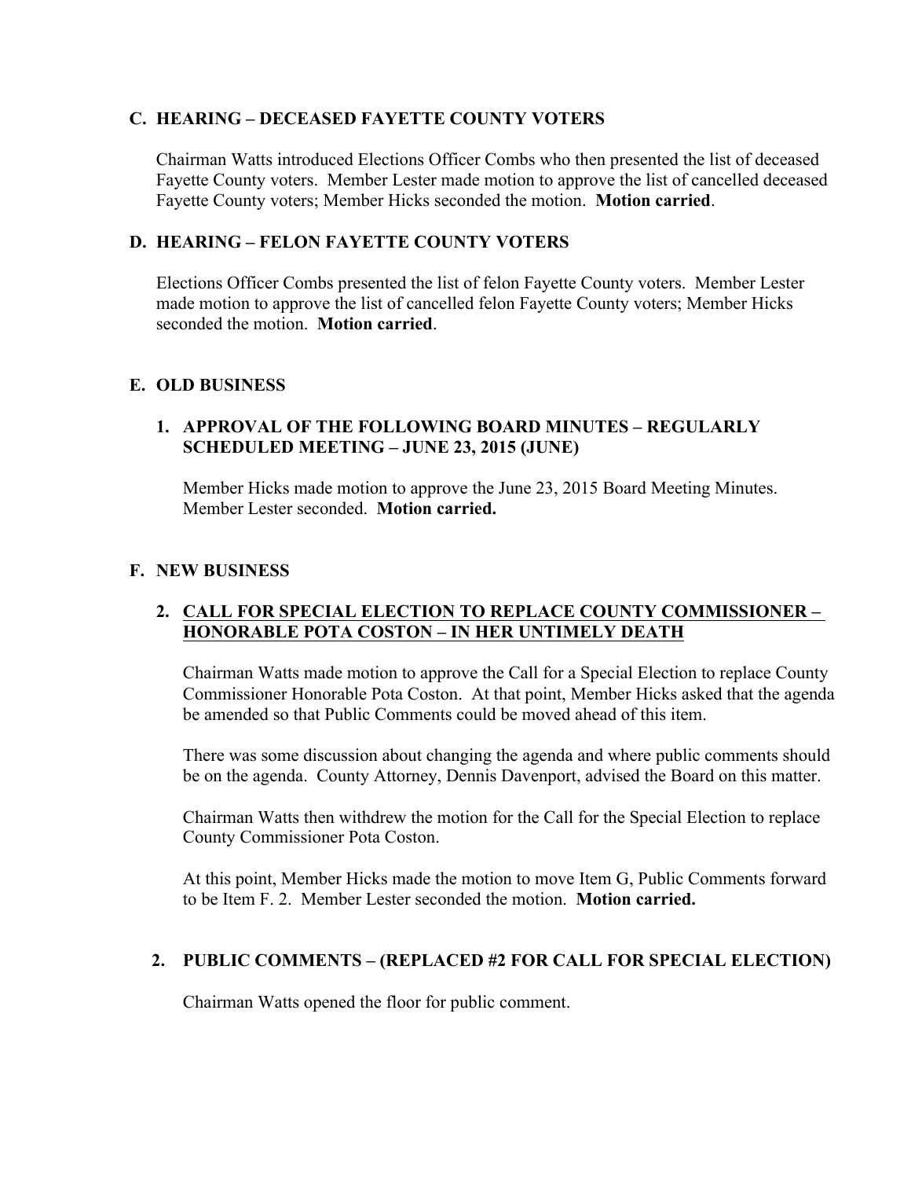## C. HEARING – DECEASED FAYETTE COUNTY VOTERS

Chairman Watts introduced Elections Officer Combs who then presented the list of deceased Fayette County voters. Member Lester made motion to approve the list of cancelled deceased Fayette County voters; Member Hicks seconded the motion. **Motion carried**.

## D. HEARING – FELON FAYETTE COUNTY VOTERS

Elections Officer Combs presented the list of felon Fayette County voters. Member Lester made motion to approve the list of cancelled felon Fayette County voters; Member Hicks seconded the motion. **Motion carried**.

## E. OLD BUSINESS

### 1. APPROVAL OF THE FOLLOWING BOARD MINUTES – REGULARLY SCHEDULED MEETING – JUNE 23, 2015 (JUNE)

Member Hicks made motion to approve the June 23, 2015 Board Meeting Minutes. Member Lester seconded. **Motion carried.**

## F. NEW BUSINESS

### 2. <u>CALL FOR SPECIAL ELECTION TO REPLACE COUNTY COMMISSIONER – HONORABLE POTA COSTON – IN HER UNTIMELY DEATH</u>

Chairman Watts made motion to approve the Call for a Special Election to replace County Commissioner Honorable Pota Coston. At that point, Member Hicks asked that the agenda be amended so that Public Comments could be moved ahead of this item.

There was some discussion about changing the agenda and where public comments should be on the agenda. County Attorney, Dennis Davenport, advised the Board on this matter.

Chairman Watts then withdrew the motion for the Call for the Special Election to replace County Commissioner Pota Coston.

At this point, Member Hicks made the motion to move Item G, Public Comments forward to be Item F. 2. Member Lester seconded the motion. **Motion carried.**

### 2. PUBLIC COMMENTS – (REPLACED #2 FOR CALL FOR SPECIAL ELECTION)

Chairman Watts opened the floor for public comment.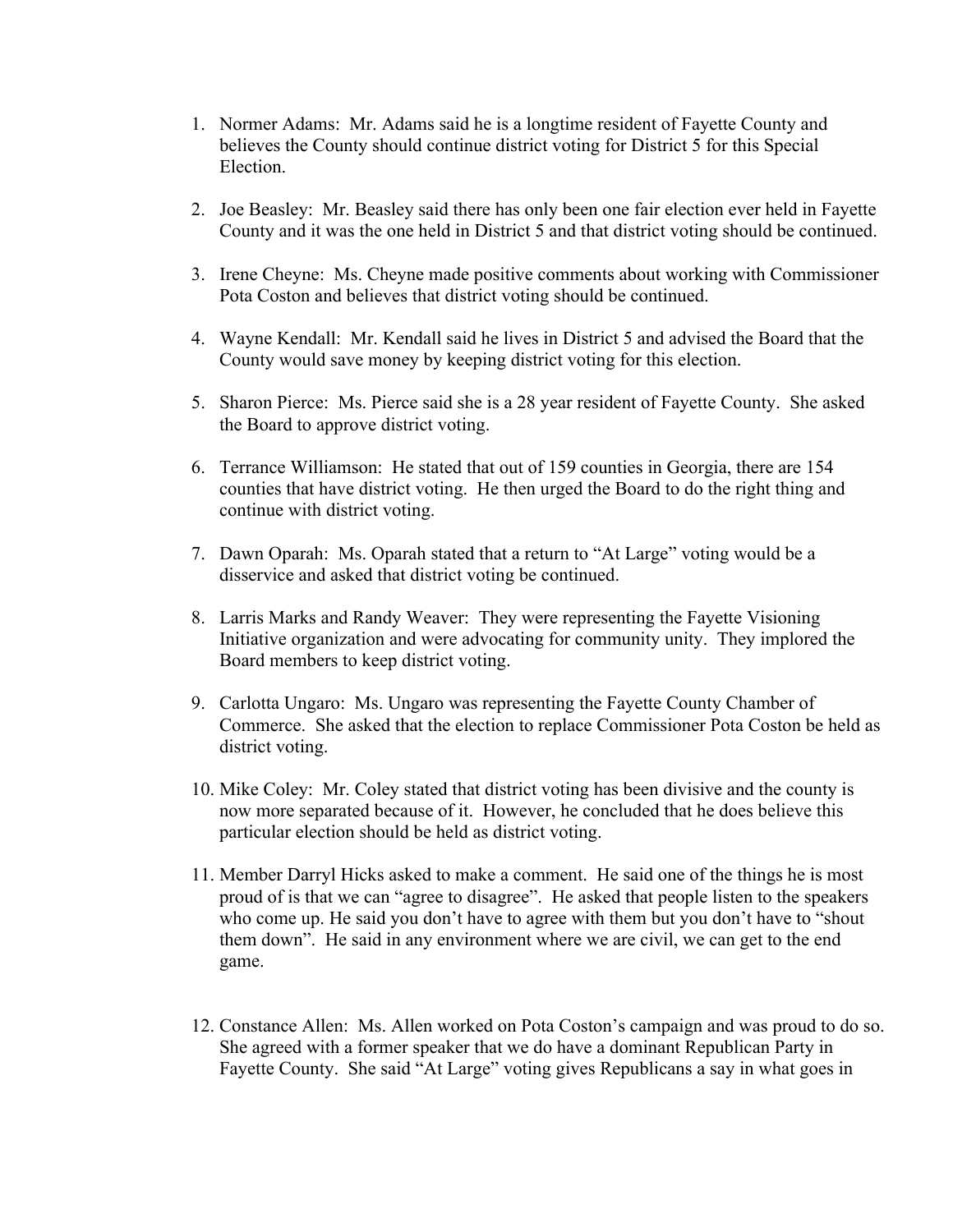1. Normer Adams: Mr. Adams said he is a longtime resident of Fayette County and believes the County should continue district voting for District 5 for this Special Election.

2. Joe Beasley: Mr. Beasley said there has only been one fair election ever held in Fayette County and it was the one held in District 5 and that district voting should be continued.

3. Irene Cheyne: Ms. Cheyne made positive comments about working with Commissioner Pota Coston and believes that district voting should be continued.

4. Wayne Kendall: Mr. Kendall said he lives in District 5 and advised the Board that the County would save money by keeping district voting for this election.

5. Sharon Pierce: Ms. Pierce said she is a 28 year resident of Fayette County. She asked the Board to approve district voting.

6. Terrance Williamson: He stated that out of 159 counties in Georgia, there are 154 counties that have district voting. He then urged the Board to do the right thing and continue with district voting.

7. Dawn Oparah: Ms. Oparah stated that a return to "At Large" voting would be a disservice and asked that district voting be continued.

8. Larris Marks and Randy Weaver: They were representing the Fayette Visioning Initiative organization and were advocating for community unity. They implored the Board members to keep district voting.

9. Carlotta Ungaro: Ms. Ungaro was representing the Fayette County Chamber of Commerce. She asked that the election to replace Commissioner Pota Coston be held as district voting.

10. Mike Coley: Mr. Coley stated that district voting has been divisive and the county is now more separated because of it. However, he concluded that he does believe this particular election should be held as district voting.

11. Member Darryl Hicks asked to make a comment. He said one of the things he is most proud of is that we can "agree to disagree". He asked that people listen to the speakers who come up. He said you don't have to agree with them but you don't have to "shout them down". He said in any environment where we are civil, we can get to the end game.

12. Constance Allen: Ms. Allen worked on Pota Coston's campaign and was proud to do so. She agreed with a former speaker that we do have a dominant Republican Party in Fayette County. She said "At Large" voting gives Republicans a say in what goes in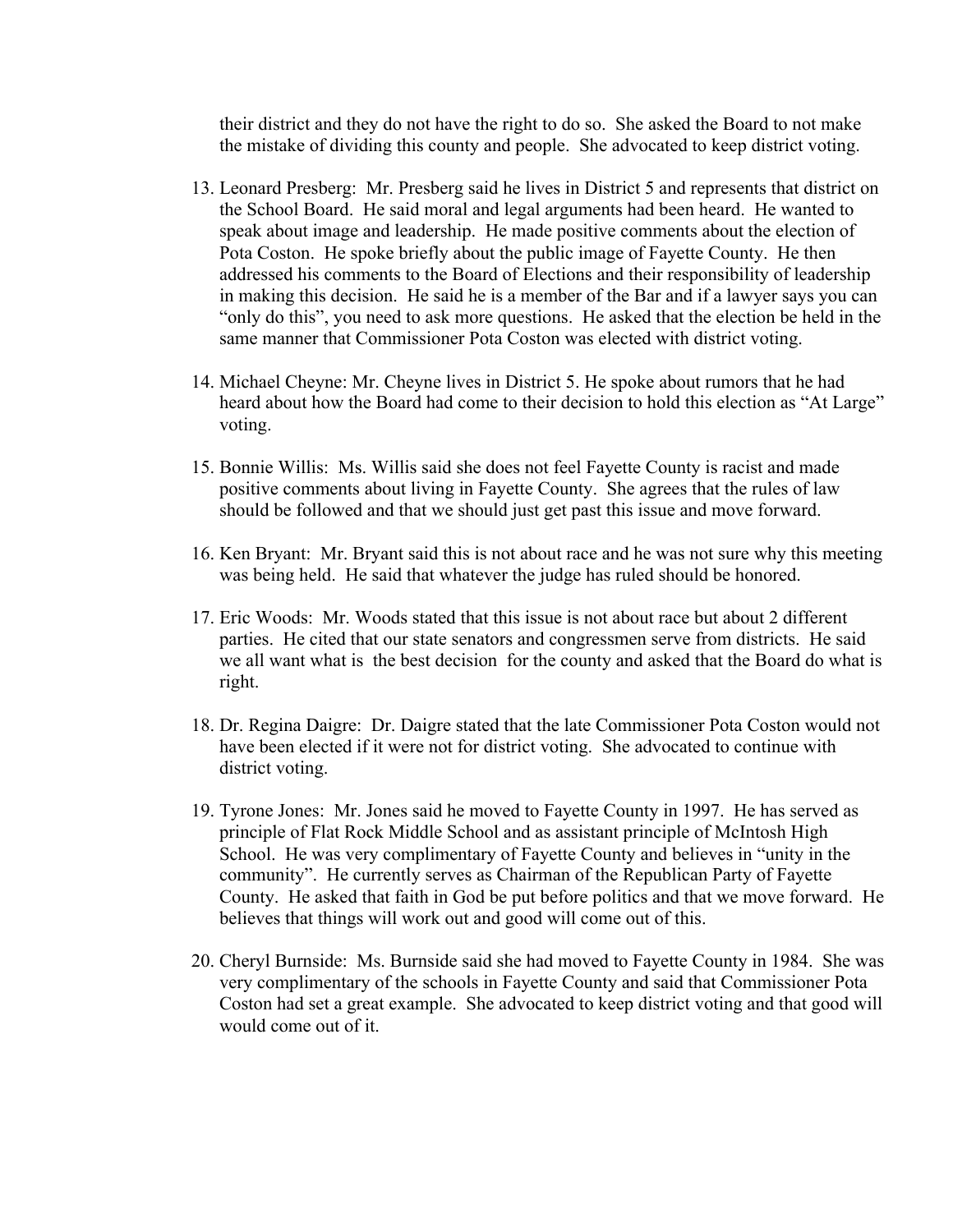their district and they do not have the right to do so. She asked the Board to not make the mistake of dividing this county and people. She advocated to keep district voting.

13. Leonard Presberg: Mr. Presberg said he lives in District 5 and represents that district on the School Board. He said moral and legal arguments had been heard. He wanted to speak about image and leadership. He made positive comments about the election of Pota Coston. He spoke briefly about the public image of Fayette County. He then addressed his comments to the Board of Elections and their responsibility of leadership in making this decision. He said he is a member of the Bar and if a lawyer says you can "only do this", you need to ask more questions. He asked that the election be held in the same manner that Commissioner Pota Coston was elected with district voting.

14. Michael Cheyne: Mr. Cheyne lives in District 5. He spoke about rumors that he had heard about how the Board had come to their decision to hold this election as "At Large" voting.

15. Bonnie Willis: Ms. Willis said she does not feel Fayette County is racist and made positive comments about living in Fayette County. She agrees that the rules of law should be followed and that we should just get past this issue and move forward.

16. Ken Bryant: Mr. Bryant said this is not about race and he was not sure why this meeting was being held. He said that whatever the judge has ruled should be honored.

17. Eric Woods: Mr. Woods stated that this issue is not about race but about 2 different parties. He cited that our state senators and congressmen serve from districts. He said we all want what is the best decision for the county and asked that the Board do what is right.

18. Dr. Regina Daigre: Dr. Daigre stated that the late Commissioner Pota Coston would not have been elected if it were not for district voting. She advocated to continue with district voting.

19. Tyrone Jones: Mr. Jones said he moved to Fayette County in 1997. He has served as principle of Flat Rock Middle School and as assistant principle of McIntosh High School. He was very complimentary of Fayette County and believes in "unity in the community". He currently serves as Chairman of the Republican Party of Fayette County. He asked that faith in God be put before politics and that we move forward. He believes that things will work out and good will come out of this.

20. Cheryl Burnside: Ms. Burnside said she had moved to Fayette County in 1984. She was very complimentary of the schools in Fayette County and said that Commissioner Pota Coston had set a great example. She advocated to keep district voting and that good will would come out of it.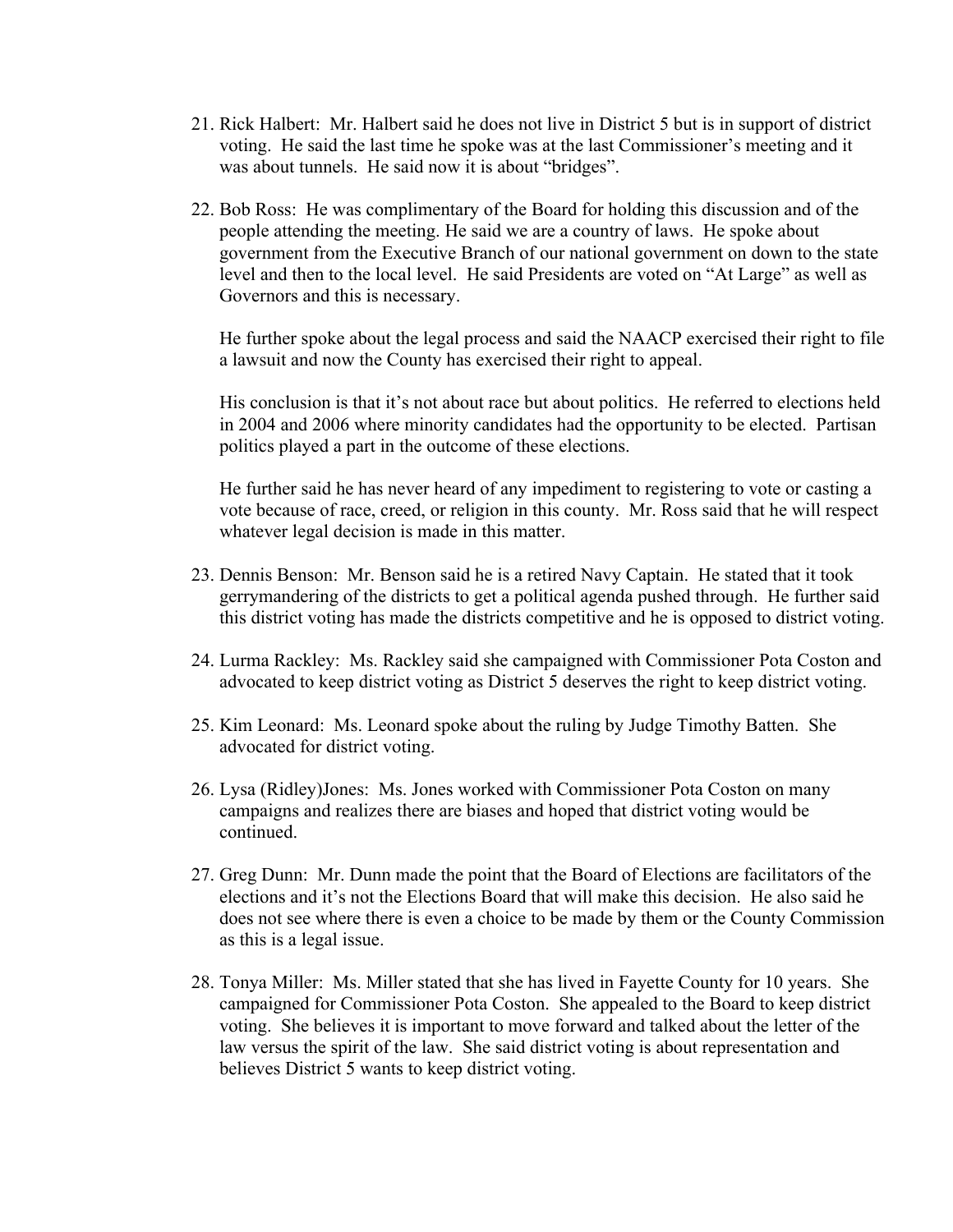21. Rick Halbert: Mr. Halbert said he does not live in District 5 but is in support of district voting. He said the last time he spoke was at the last Commissioner's meeting and it was about tunnels. He said now it is about "bridges".

22. Bob Ross: He was complimentary of the Board for holding this discussion and of the people attending the meeting. He said we are a country of laws. He spoke about government from the Executive Branch of our national government on down to the state level and then to the local level. He said Presidents are voted on "At Large" as well as Governors and this is necessary.

    He further spoke about the legal process and said the NAACP exercised their right to file a lawsuit and now the County has exercised their right to appeal.

    His conclusion is that it's not about race but about politics. He referred to elections held in 2004 and 2006 where minority candidates had the opportunity to be elected. Partisan politics played a part in the outcome of these elections.

    He further said he has never heard of any impediment to registering to vote or casting a vote because of race, creed, or religion in this county. Mr. Ross said that he will respect whatever legal decision is made in this matter.

23. Dennis Benson: Mr. Benson said he is a retired Navy Captain. He stated that it took gerrymandering of the districts to get a political agenda pushed through. He further said this district voting has made the districts competitive and he is opposed to district voting.

24. Lurma Rackley: Ms. Rackley said she campaigned with Commissioner Pota Coston and advocated to keep district voting as District 5 deserves the right to keep district voting.

25. Kim Leonard: Ms. Leonard spoke about the ruling by Judge Timothy Batten. She advocated for district voting.

26. Lysa (Ridley)Jones: Ms. Jones worked with Commissioner Pota Coston on many campaigns and realizes there are biases and hoped that district voting would be continued.

27. Greg Dunn: Mr. Dunn made the point that the Board of Elections are facilitators of the elections and it's not the Elections Board that will make this decision. He also said he does not see where there is even a choice to be made by them or the County Commission as this is a legal issue.

28. Tonya Miller: Ms. Miller stated that she has lived in Fayette County for 10 years. She campaigned for Commissioner Pota Coston. She appealed to the Board to keep district voting. She believes it is important to move forward and talked about the letter of the law versus the spirit of the law. She said district voting is about representation and believes District 5 wants to keep district voting.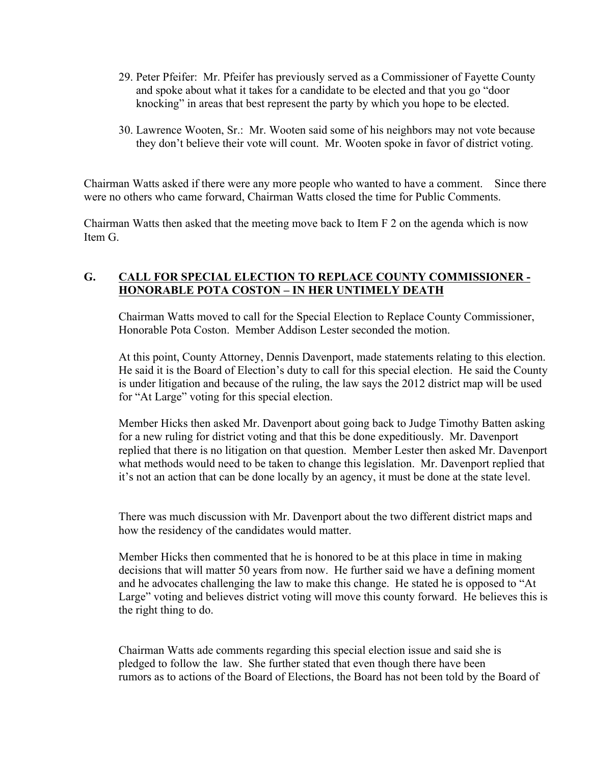29. Peter Pfeifer: Mr. Pfeifer has previously served as a Commissioner of Fayette County and spoke about what it takes for a candidate to be elected and that you go "door knocking" in areas that best represent the party by which you hope to be elected.

30. Lawrence Wooten, Sr.: Mr. Wooten said some of his neighbors may not vote because they don't believe their vote will count. Mr. Wooten spoke in favor of district voting.

Chairman Watts asked if there were any more people who wanted to have a comment. Since there were no others who came forward, Chairman Watts closed the time for Public Comments.

Chairman Watts then asked that the meeting move back to Item F 2 on the agenda which is now Item G.

## G. CALL FOR SPECIAL ELECTION TO REPLACE COUNTY COMMISSIONER - HONORABLE POTA COSTON – IN HER UNTIMELY DEATH

Chairman Watts moved to call for the Special Election to Replace County Commissioner, Honorable Pota Coston. Member Addison Lester seconded the motion.

At this point, County Attorney, Dennis Davenport, made statements relating to this election. He said it is the Board of Election's duty to call for this special election. He said the County is under litigation and because of the ruling, the law says the 2012 district map will be used for "At Large" voting for this special election.

Member Hicks then asked Mr. Davenport about going back to Judge Timothy Batten asking for a new ruling for district voting and that this be done expeditiously. Mr. Davenport replied that there is no litigation on that question. Member Lester then asked Mr. Davenport what methods would need to be taken to change this legislation. Mr. Davenport replied that it's not an action that can be done locally by an agency, it must be done at the state level.

There was much discussion with Mr. Davenport about the two different district maps and how the residency of the candidates would matter.

Member Hicks then commented that he is honored to be at this place in time in making decisions that will matter 50 years from now. He further said we have a defining moment and he advocates challenging the law to make this change. He stated he is opposed to "At Large" voting and believes district voting will move this county forward. He believes this is the right thing to do.

Chairman Watts ade comments regarding this special election issue and said she is pledged to follow the law. She further stated that even though there have been rumors as to actions of the Board of Elections, the Board has not been told by the Board of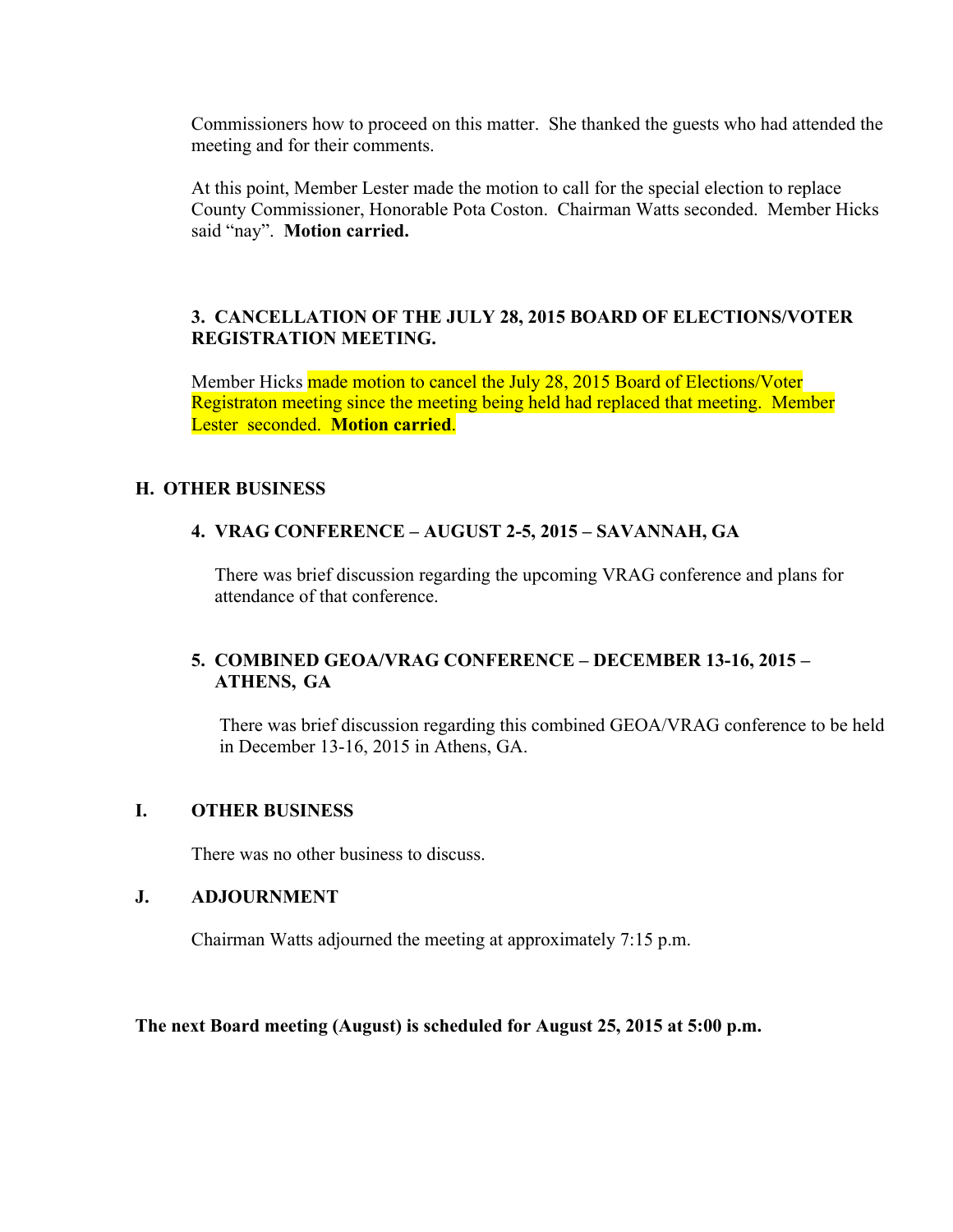Commissioners how to proceed on this matter. She thanked the guests who had attended the meeting and for their comments.

At this point, Member Lester made the motion to call for the special election to replace County Commissioner, Honorable Pota Coston. Chairman Watts seconded. Member Hicks said "nay". **Motion carried.**

**3. CANCELLATION OF THE JULY 28, 2015 BOARD OF ELECTIONS/VOTER REGISTRATION MEETING.**

Member Hicks made motion to cancel the July 28, 2015 Board of Elections/Voter Registraton meeting since the meeting being held had replaced that meeting. Member Lester seconded. **Motion carried**.

## H. OTHER BUSINESS

**4. VRAG CONFERENCE – AUGUST 2-5, 2015 – SAVANNAH, GA**

There was brief discussion regarding the upcoming VRAG conference and plans for attendance of that conference.

**5. COMBINED GEOA/VRAG CONFERENCE – DECEMBER 13-16, 2015 – ATHENS, GA**

There was brief discussion regarding this combined GEOA/VRAG conference to be held in December 13-16, 2015 in Athens, GA.

## I. OTHER BUSINESS

There was no other business to discuss.

## J. ADJOURNMENT

Chairman Watts adjourned the meeting at approximately 7:15 p.m.

**The next Board meeting (August) is scheduled for August 25, 2015 at 5:00 p.m.**